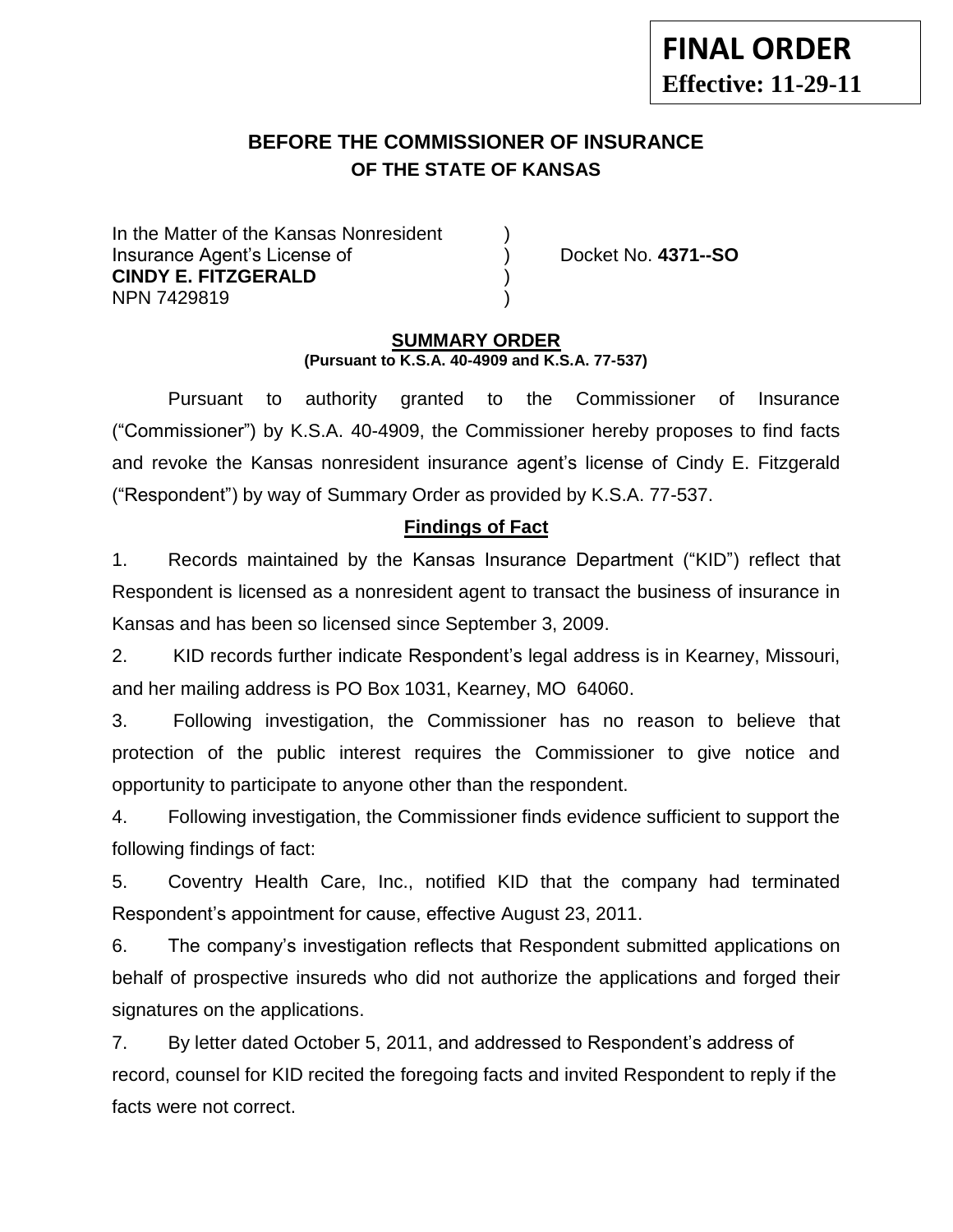**FINAL ORDER**
**Effective: 11-29-11**

# BEFORE THE COMMISSIONER OF INSURANCE
## OF THE STATE OF KANSAS

In the Matter of the Kansas Nonresident )
Insurance Agent's License of ) Docket No. **4371--SO**
**CINDY E. FITZGERALD** )
NPN 7429819 )

**SUMMARY ORDER**
**(Pursuant to K.S.A. 40-4909 and K.S.A. 77-537)**

Pursuant to authority granted to the Commissioner of Insurance ("Commissioner") by K.S.A. 40-4909, the Commissioner hereby proposes to find facts and revoke the Kansas nonresident insurance agent's license of Cindy E. Fitzgerald ("Respondent") by way of Summary Order as provided by K.S.A. 77-537.

**Findings of Fact**

1. Records maintained by the Kansas Insurance Department ("KID") reflect that Respondent is licensed as a nonresident agent to transact the business of insurance in Kansas and has been so licensed since September 3, 2009.

2. KID records further indicate Respondent's legal address is in Kearney, Missouri, and her mailing address is PO Box 1031, Kearney, MO 64060.

3. Following investigation, the Commissioner has no reason to believe that protection of the public interest requires the Commissioner to give notice and opportunity to participate to anyone other than the respondent.

4. Following investigation, the Commissioner finds evidence sufficient to support the following findings of fact:

5. Coventry Health Care, Inc., notified KID that the company had terminated Respondent's appointment for cause, effective August 23, 2011.

6. The company's investigation reflects that Respondent submitted applications on behalf of prospective insureds who did not authorize the applications and forged their signatures on the applications.

7. By letter dated October 5, 2011, and addressed to Respondent's address of record, counsel for KID recited the foregoing facts and invited Respondent to reply if the facts were not correct.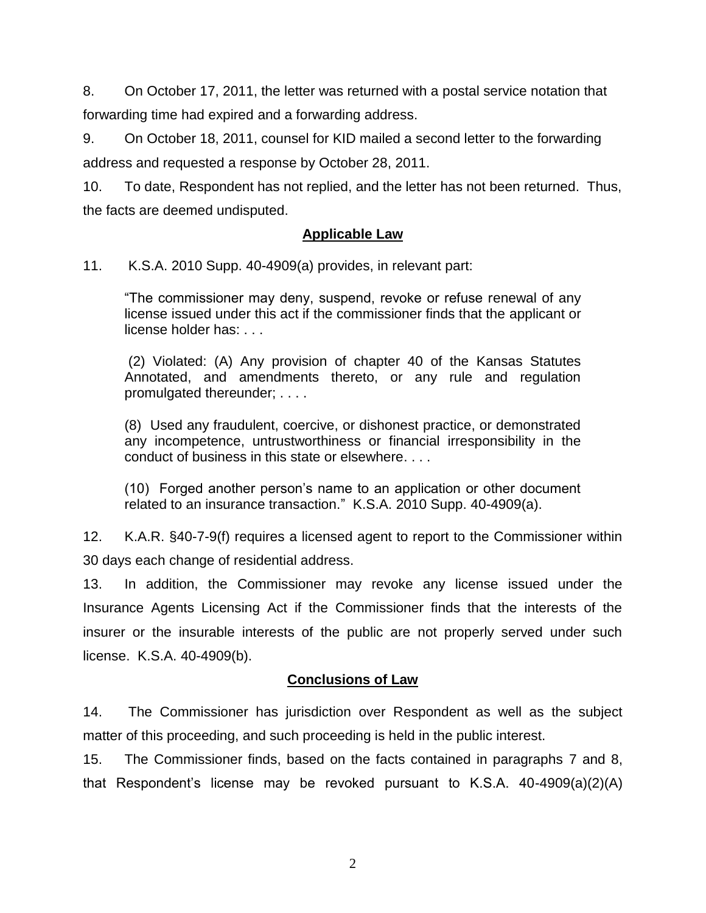8. On October 17, 2011, the letter was returned with a postal service notation that forwarding time had expired and a forwarding address.

9. On October 18, 2011, counsel for KID mailed a second letter to the forwarding address and requested a response by October 28, 2011.

10. To date, Respondent has not replied, and the letter has not been returned. Thus, the facts are deemed undisputed.

## Applicable Law

11. K.S.A. 2010 Supp. 40-4909(a) provides, in relevant part:

> "The commissioner may deny, suspend, revoke or refuse renewal of any license issued under this act if the commissioner finds that the applicant or license holder has: . . .
>
> (2) Violated: (A) Any provision of chapter 40 of the Kansas Statutes Annotated, and amendments thereto, or any rule and regulation promulgated thereunder; . . . .
>
> (8) Used any fraudulent, coercive, or dishonest practice, or demonstrated any incompetence, untrustworthiness or financial irresponsibility in the conduct of business in this state or elsewhere. . . .
>
> (10) Forged another person's name to an application or other document related to an insurance transaction." K.S.A. 2010 Supp. 40-4909(a).

12. K.A.R. §40-7-9(f) requires a licensed agent to report to the Commissioner within 30 days each change of residential address.

13. In addition, the Commissioner may revoke any license issued under the Insurance Agents Licensing Act if the Commissioner finds that the interests of the insurer or the insurable interests of the public are not properly served under such license. K.S.A. 40-4909(b).

## Conclusions of Law

14. The Commissioner has jurisdiction over Respondent as well as the subject matter of this proceeding, and such proceeding is held in the public interest.

15. The Commissioner finds, based on the facts contained in paragraphs 7 and 8, that Respondent's license may be revoked pursuant to K.S.A. 40-4909(a)(2)(A)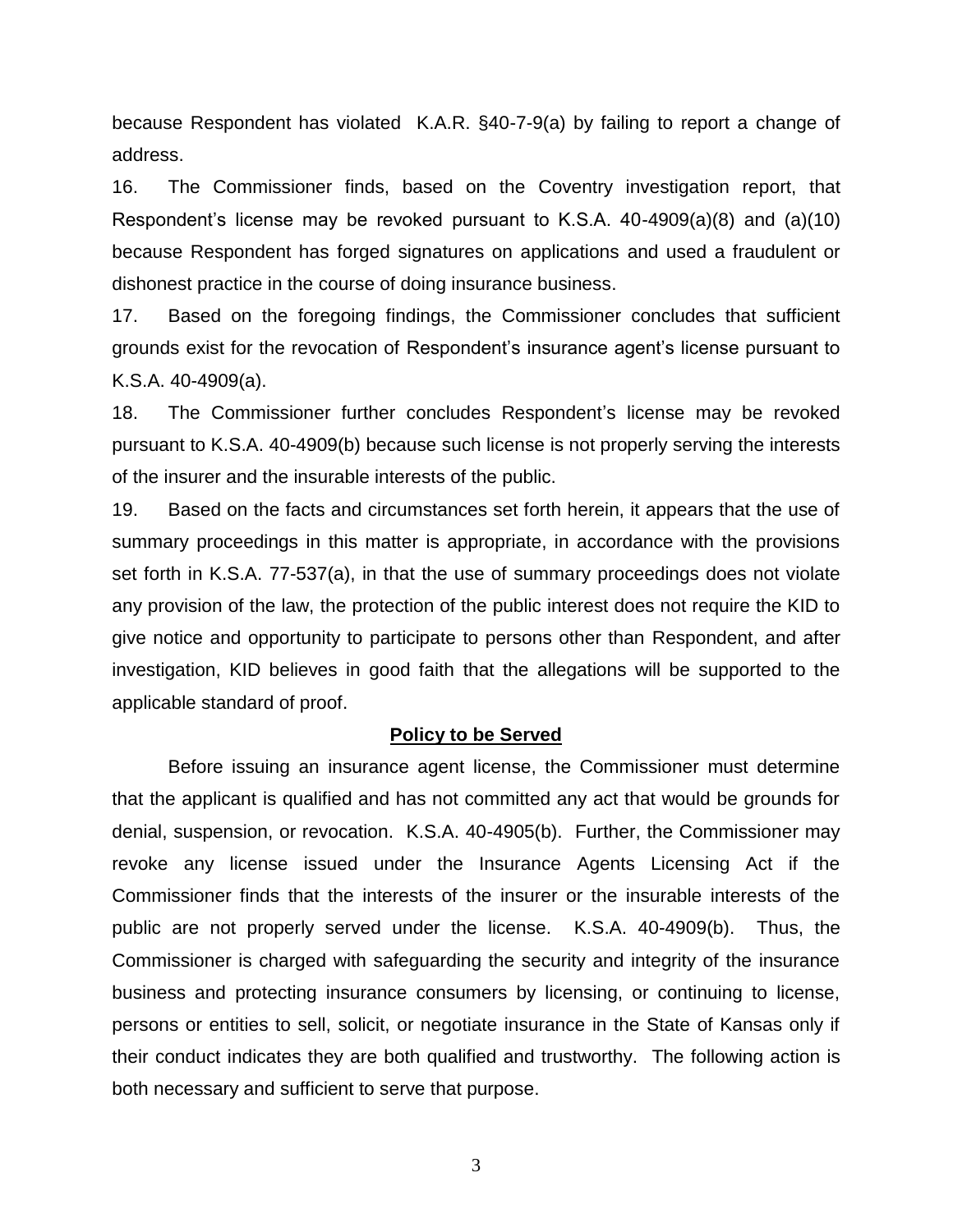because Respondent has violated K.A.R. §40-7-9(a) by failing to report a change of address.

16. The Commissioner finds, based on the Coventry investigation report, that Respondent's license may be revoked pursuant to K.S.A. 40-4909(a)(8) and (a)(10) because Respondent has forged signatures on applications and used a fraudulent or dishonest practice in the course of doing insurance business.

17. Based on the foregoing findings, the Commissioner concludes that sufficient grounds exist for the revocation of Respondent's insurance agent's license pursuant to K.S.A. 40-4909(a).

18. The Commissioner further concludes Respondent's license may be revoked pursuant to K.S.A. 40-4909(b) because such license is not properly serving the interests of the insurer and the insurable interests of the public.

19. Based on the facts and circumstances set forth herein, it appears that the use of summary proceedings in this matter is appropriate, in accordance with the provisions set forth in K.S.A. 77-537(a), in that the use of summary proceedings does not violate any provision of the law, the protection of the public interest does not require the KID to give notice and opportunity to participate to persons other than Respondent, and after investigation, KID believes in good faith that the allegations will be supported to the applicable standard of proof.

## Policy to be Served

Before issuing an insurance agent license, the Commissioner must determine that the applicant is qualified and has not committed any act that would be grounds for denial, suspension, or revocation. K.S.A. 40-4905(b). Further, the Commissioner may revoke any license issued under the Insurance Agents Licensing Act if the Commissioner finds that the interests of the insurer or the insurable interests of the public are not properly served under the license. K.S.A. 40-4909(b). Thus, the Commissioner is charged with safeguarding the security and integrity of the insurance business and protecting insurance consumers by licensing, or continuing to license, persons or entities to sell, solicit, or negotiate insurance in the State of Kansas only if their conduct indicates they are both qualified and trustworthy. The following action is both necessary and sufficient to serve that purpose.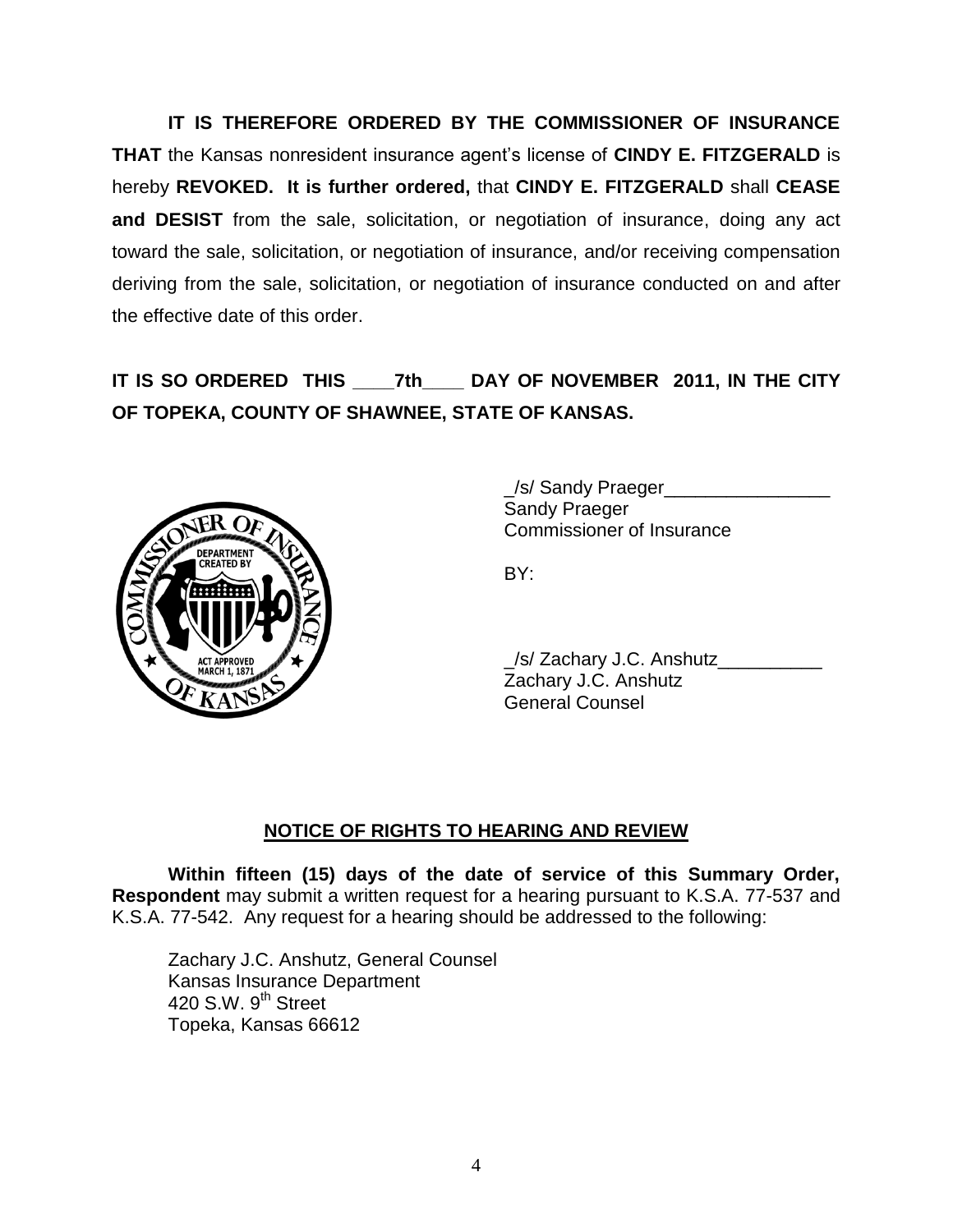**IT IS THEREFORE ORDERED BY THE COMMISSIONER OF INSURANCE THAT** the Kansas nonresident insurance agent's license of **CINDY E. FITZGERALD** is hereby **REVOKED. It is further ordered,** that **CINDY E. FITZGERALD** shall **CEASE and DESIST** from the sale, solicitation, or negotiation of insurance, doing any act toward the sale, solicitation, or negotiation of insurance, and/or receiving compensation deriving from the sale, solicitation, or negotiation of insurance conducted on and after the effective date of this order.

**IT IS SO ORDERED THIS ____7th____ DAY OF NOVEMBER 2011, IN THE CITY OF TOPEKA, COUNTY OF SHAWNEE, STATE OF KANSAS.**

_/s/ Sandy Praeger________________
Sandy Praeger
Commissioner of Insurance

BY:

_/s/ Zachary J.C. Anshutz__________
Zachary J.C. Anshutz
General Counsel

## NOTICE OF RIGHTS TO HEARING AND REVIEW

**Within fifteen (15) days of the date of service of this Summary Order, Respondent** may submit a written request for a hearing pursuant to K.S.A. 77-537 and K.S.A. 77-542. Any request for a hearing should be addressed to the following:

Zachary J.C. Anshutz, General Counsel
Kansas Insurance Department
420 S.W. 9th Street
Topeka, Kansas 66612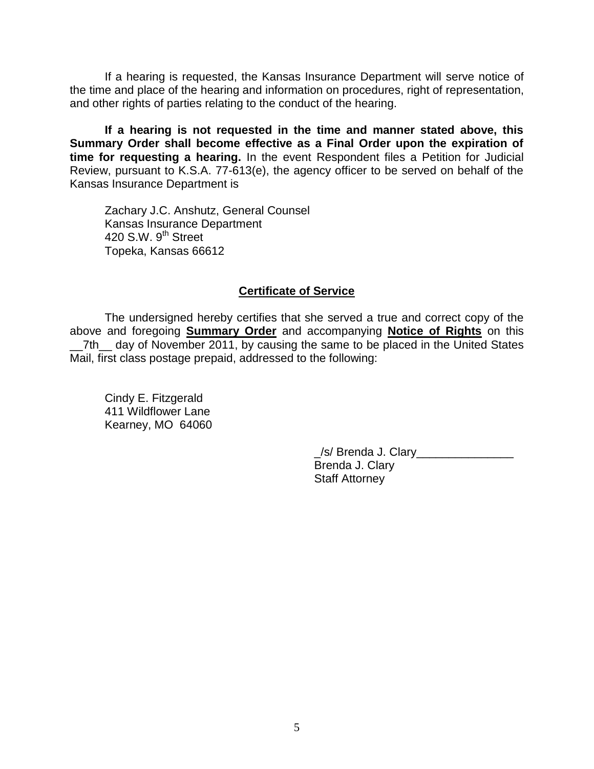If a hearing is requested, the Kansas Insurance Department will serve notice of the time and place of the hearing and information on procedures, right of representation, and other rights of parties relating to the conduct of the hearing.

**If a hearing is not requested in the time and manner stated above, this Summary Order shall become effective as a Final Order upon the expiration of time for requesting a hearing.** In the event Respondent files a Petition for Judicial Review, pursuant to K.S.A. 77-613(e), the agency officer to be served on behalf of the Kansas Insurance Department is

Zachary J.C. Anshutz, General Counsel
Kansas Insurance Department
420 S.W. 9th Street
Topeka, Kansas 66612

## Certificate of Service

The undersigned hereby certifies that she served a true and correct copy of the above and foregoing **Summary Order** and accompanying **Notice of Rights** on this __7th__ day of November 2011, by causing the same to be placed in the United States Mail, first class postage prepaid, addressed to the following:

Cindy E. Fitzgerald
411 Wildflower Lane
Kearney, MO 64060

_/s/ Brenda J. Clary_______________
Brenda J. Clary
Staff Attorney